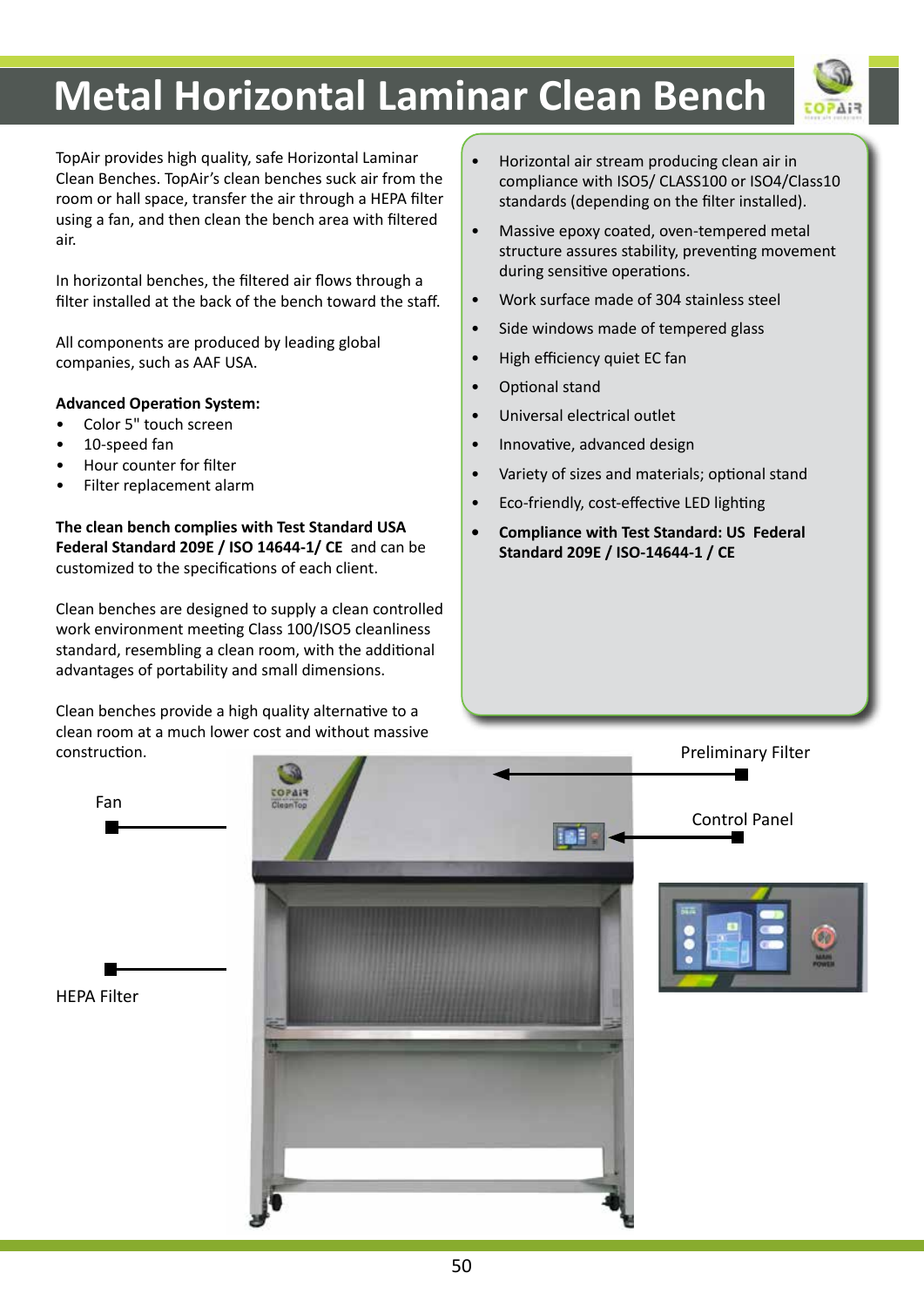# Metal Horizontal Laminar Clean Bench

TopAir provides high quality, safe Horizontal Laminar Clean Benches. TopAir's clean benches suck air from the room or hall space, transfer the air through a HEPA filter using a fan, and then clean the bench area with filtered air.

In horizontal benches, the filtered air flows through a filter installed at the back of the bench toward the staff.

All components are produced by leading global companies, such as AAF USA.

**Advanced Operation System:**

- Color 5" touch screen
- 10-speed fan
- Hour counter for filter
- Filter replacement alarm

**The clean bench complies with Test Standard USA Federal Standard 209E / ISO 14644-1/ CE** and can be customized to the specifications of each client.

Clean benches are designed to supply a clean controlled work environment meeting Class 100/ISO5 cleanliness standard, resembling a clean room, with the additional advantages of portability and small dimensions.

Clean benches provide a high quality alternative to a clean room at a much lower cost and without massive construction.

- Horizontal air stream producing clean air in compliance with ISO5/ CLASS100 or ISO4/Class10 standards (depending on the filter installed).
- Massive epoxy coated, oven-tempered metal structure assures stability, preventing movement during sensitive operations.
- Work surface made of 304 stainless steel
- Side windows made of tempered glass
- High efficiency quiet EC fan
- Optional stand
- Universal electrical outlet
- Innovative, advanced design
- Variety of sizes and materials; optional stand
- Eco-friendly, cost-effective LED lighting
- **Compliance with Test Standard: US Federal Standard 209E / ISO-14644-1 / CE**

Preliminary Filter

Fan

Control Panel

HEPA Filter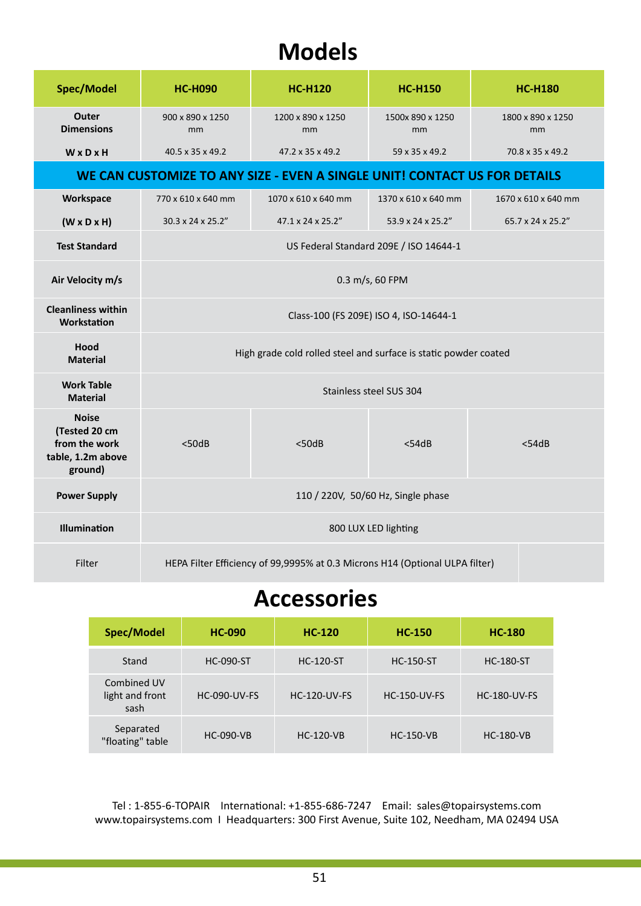# Models

| Spec/Model | HC-H090 | HC-H120 | HC-H150 | HC-H180 |
|---|---|---|---|---|
| Outer Dimensions W x D x H | 900 x 890 x 1250 mm<br>40.5 x 35 x 49.2 | 1200 x 890 x 1250 mm<br>47.2 x 35 x 49.2 | 1500x 890 x 1250 mm<br>59 x 35 x 49.2 | 1800 x 890 x 1250 mm<br>70.8 x 35 x 49.2 |
| WE CAN CUSTOMIZE TO ANY SIZE - EVEN A SINGLE UNIT! CONTACT US FOR DETAILS | | | | |
| Workspace (W x D x H) | 770 x 610 x 640 mm<br>30.3 x 24 x 25.2" | 1070 x 610 x 640 mm<br>47.1 x 24 x 25.2" | 1370 x 610 x 640 mm<br>53.9 x 24 x 25.2" | 1670 x 610 x 640 mm<br>65.7 x 24 x 25.2" |
| Test Standard | US Federal Standard 209E / ISO 14644-1 | | | |
| Air Velocity m/s | 0.3 m/s, 60 FPM | | | |
| Cleanliness within Workstation | Class-100 (FS 209E) ISO 4, ISO-14644-1 | | | |
| Hood Material | High grade cold rolled steel and surface is static powder coated | | | |
| Work Table Material | Stainless steel SUS 304 | | | |
| Noise (Tested 20 cm from the work table, 1.2m above ground) | <50dB | <50dB | <54dB | <54dB |
| Power Supply | 110 / 220V, 50/60 Hz, Single phase | | | |
| Illumination | 800 LUX LED lighting | | | |
| Filter | HEPA Filter Efficiency of 99,9995% at 0.3 Microns H14 (Optional ULPA filter) | | | |

# Accessories

| Spec/Model | HC-090 | HC-120 | HC-150 | HC-180 |
|---|---|---|---|---|
| Stand | HC-090-ST | HC-120-ST | HC-150-ST | HC-180-ST |
| Combined UV light and front sash | HC-090-UV-FS | HC-120-UV-FS | HC-150-UV-FS | HC-180-UV-FS |
| Separated "floating" table | HC-090-VB | HC-120-VB | HC-150-VB | HC-180-VB |

Tel : 1-855-6-TOPAIR International: +1-855-686-7247 Email: sales@topairsystems.com
www.topairsystems.com I Headquarters: 300 First Avenue, Suite 102, Needham, MA 02494 USA